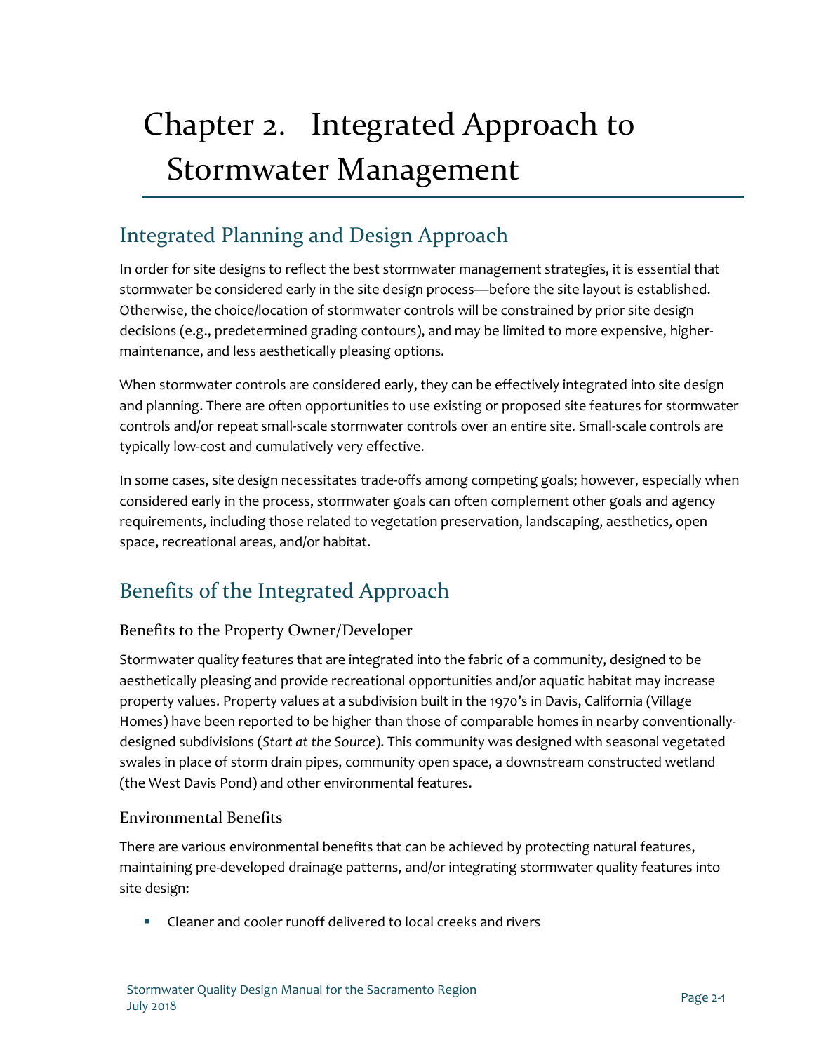# Chapter 2. Integrated Approach to Stormwater Management

## Integrated Planning and Design Approach

In order for site designs to reflect the best stormwater management strategies, it is essential that stormwater be considered early in the site design process—before the site layout is established. Otherwise, the choice/location of stormwater controls will be constrained by prior site design decisions (e.g., predetermined grading contours), and may be limited to more expensive, higher-maintenance, and less aesthetically pleasing options.

When stormwater controls are considered early, they can be effectively integrated into site design and planning. There are often opportunities to use existing or proposed site features for stormwater controls and/or repeat small-scale stormwater controls over an entire site. Small-scale controls are typically low-cost and cumulatively very effective.

In some cases, site design necessitates trade-offs among competing goals; however, especially when considered early in the process, stormwater goals can often complement other goals and agency requirements, including those related to vegetation preservation, landscaping, aesthetics, open space, recreational areas, and/or habitat.

## Benefits of the Integrated Approach

### Benefits to the Property Owner/Developer

Stormwater quality features that are integrated into the fabric of a community, designed to be aesthetically pleasing and provide recreational opportunities and/or aquatic habitat may increase property values. Property values at a subdivision built in the 1970's in Davis, California (Village Homes) have been reported to be higher than those of comparable homes in nearby conventionally-designed subdivisions (*Start at the Source*). This community was designed with seasonal vegetated swales in place of storm drain pipes, community open space, a downstream constructed wetland (the West Davis Pond) and other environmental features.

### Environmental Benefits

There are various environmental benefits that can be achieved by protecting natural features, maintaining pre-developed drainage patterns, and/or integrating stormwater quality features into site design:

- Cleaner and cooler runoff delivered to local creeks and rivers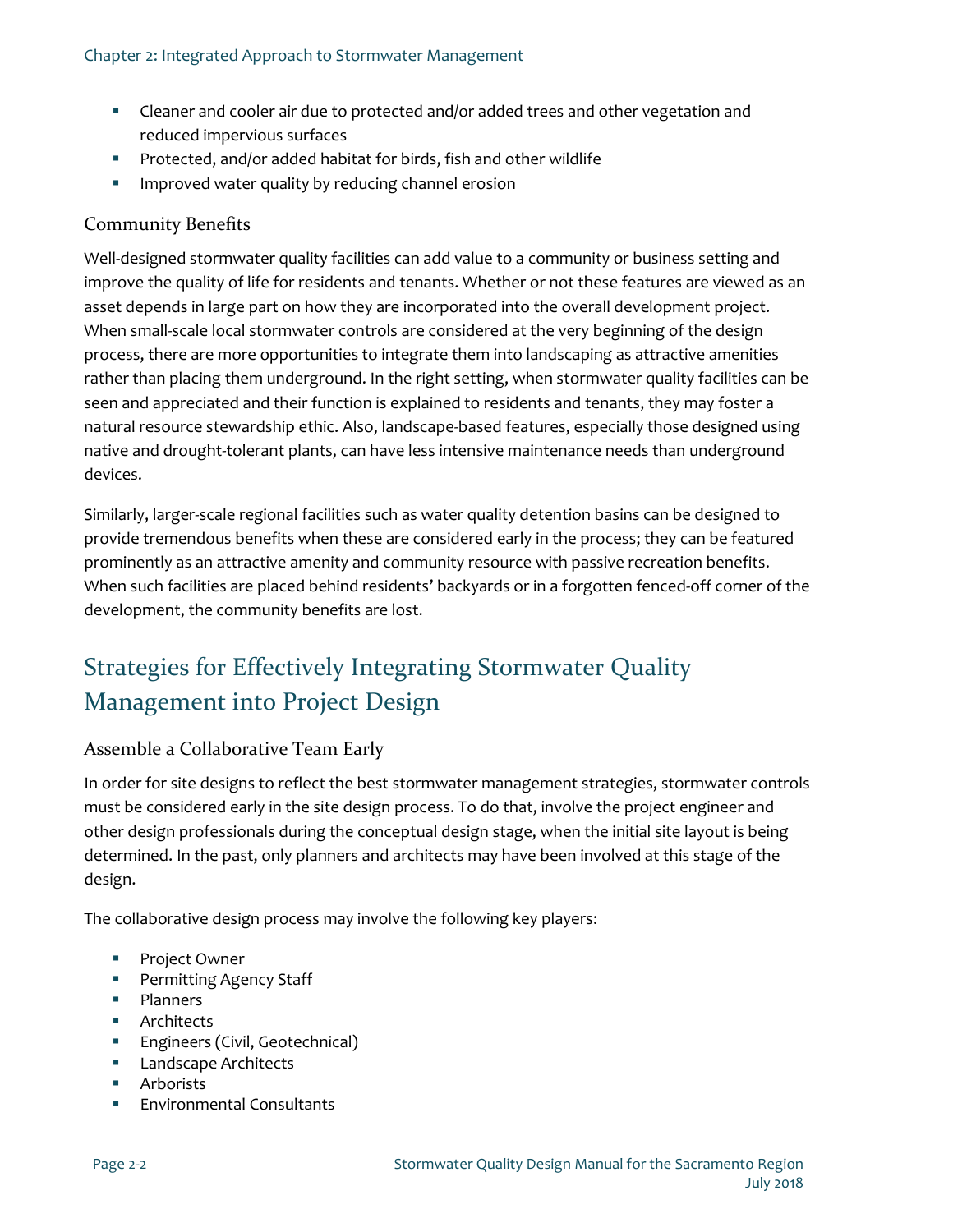- Cleaner and cooler air due to protected and/or added trees and other vegetation and reduced impervious surfaces
- Protected, and/or added habitat for birds, fish and other wildlife
- Improved water quality by reducing channel erosion

### Community Benefits

Well-designed stormwater quality facilities can add value to a community or business setting and improve the quality of life for residents and tenants. Whether or not these features are viewed as an asset depends in large part on how they are incorporated into the overall development project. When small-scale local stormwater controls are considered at the very beginning of the design process, there are more opportunities to integrate them into landscaping as attractive amenities rather than placing them underground. In the right setting, when stormwater quality facilities can be seen and appreciated and their function is explained to residents and tenants, they may foster a natural resource stewardship ethic. Also, landscape-based features, especially those designed using native and drought-tolerant plants, can have less intensive maintenance needs than underground devices.

Similarly, larger-scale regional facilities such as water quality detention basins can be designed to provide tremendous benefits when these are considered early in the process; they can be featured prominently as an attractive amenity and community resource with passive recreation benefits. When such facilities are placed behind residents' backyards or in a forgotten fenced-off corner of the development, the community benefits are lost.

## Strategies for Effectively Integrating Stormwater Quality Management into Project Design

### Assemble a Collaborative Team Early

In order for site designs to reflect the best stormwater management strategies, stormwater controls must be considered early in the site design process. To do that, involve the project engineer and other design professionals during the conceptual design stage, when the initial site layout is being determined. In the past, only planners and architects may have been involved at this stage of the design.

The collaborative design process may involve the following key players:

- Project Owner
- Permitting Agency Staff
- Planners
- Architects
- Engineers (Civil, Geotechnical)
- Landscape Architects
- Arborists
- Environmental Consultants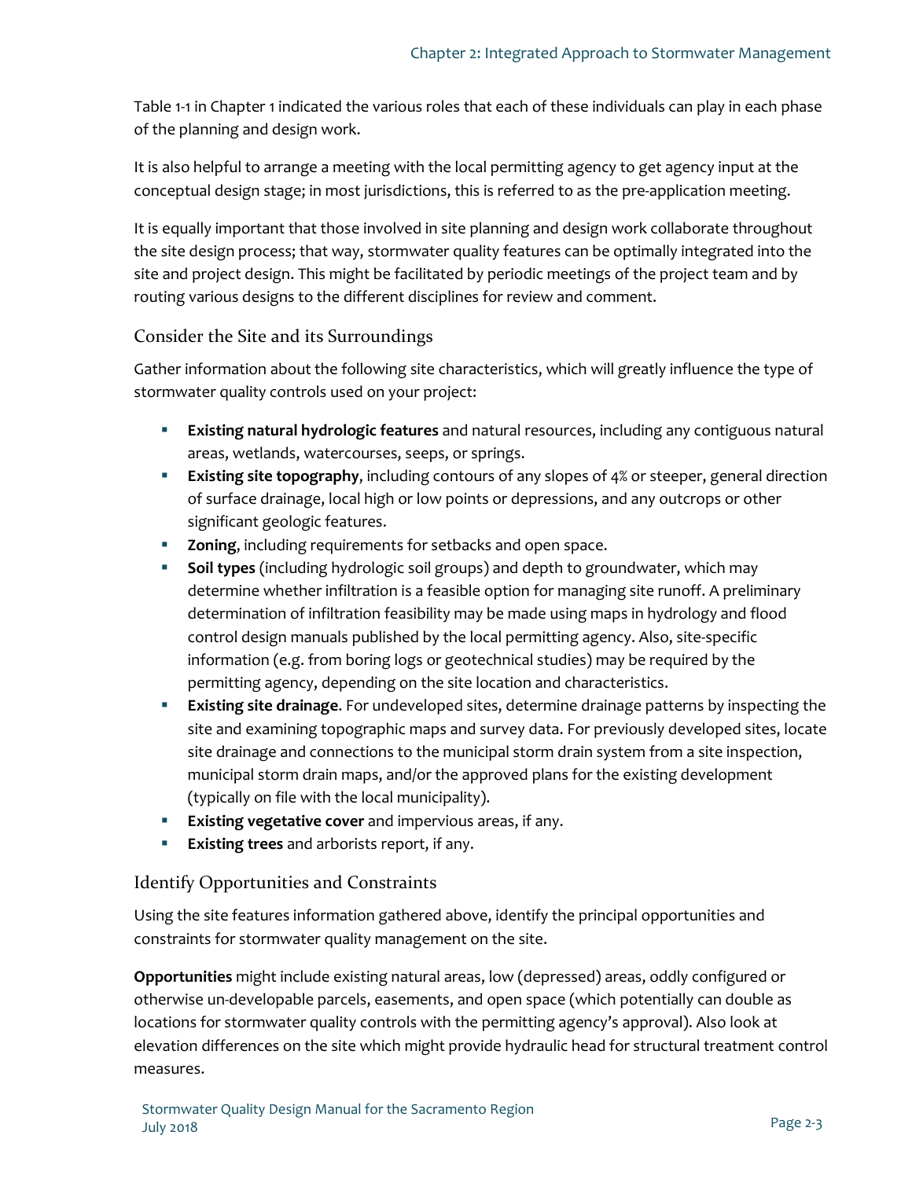Table 1-1 in Chapter 1 indicated the various roles that each of these individuals can play in each phase of the planning and design work.

It is also helpful to arrange a meeting with the local permitting agency to get agency input at the conceptual design stage; in most jurisdictions, this is referred to as the pre-application meeting.

It is equally important that those involved in site planning and design work collaborate throughout the site design process; that way, stormwater quality features can be optimally integrated into the site and project design. This might be facilitated by periodic meetings of the project team and by routing various designs to the different disciplines for review and comment.

### Consider the Site and its Surroundings

Gather information about the following site characteristics, which will greatly influence the type of stormwater quality controls used on your project:

- **Existing natural hydrologic features** and natural resources, including any contiguous natural areas, wetlands, watercourses, seeps, or springs.
- **Existing site topography**, including contours of any slopes of 4% or steeper, general direction of surface drainage, local high or low points or depressions, and any outcrops or other significant geologic features.
- **Zoning**, including requirements for setbacks and open space.
- **Soil types** (including hydrologic soil groups) and depth to groundwater, which may determine whether infiltration is a feasible option for managing site runoff. A preliminary determination of infiltration feasibility may be made using maps in hydrology and flood control design manuals published by the local permitting agency. Also, site-specific information (e.g. from boring logs or geotechnical studies) may be required by the permitting agency, depending on the site location and characteristics.
- **Existing site drainage**. For undeveloped sites, determine drainage patterns by inspecting the site and examining topographic maps and survey data. For previously developed sites, locate site drainage and connections to the municipal storm drain system from a site inspection, municipal storm drain maps, and/or the approved plans for the existing development (typically on file with the local municipality).
- **Existing vegetative cover** and impervious areas, if any.
- **Existing trees** and arborists report, if any.

### Identify Opportunities and Constraints

Using the site features information gathered above, identify the principal opportunities and constraints for stormwater quality management on the site.

**Opportunities** might include existing natural areas, low (depressed) areas, oddly configured or otherwise un-developable parcels, easements, and open space (which potentially can double as locations for stormwater quality controls with the permitting agency's approval). Also look at elevation differences on the site which might provide hydraulic head for structural treatment control measures.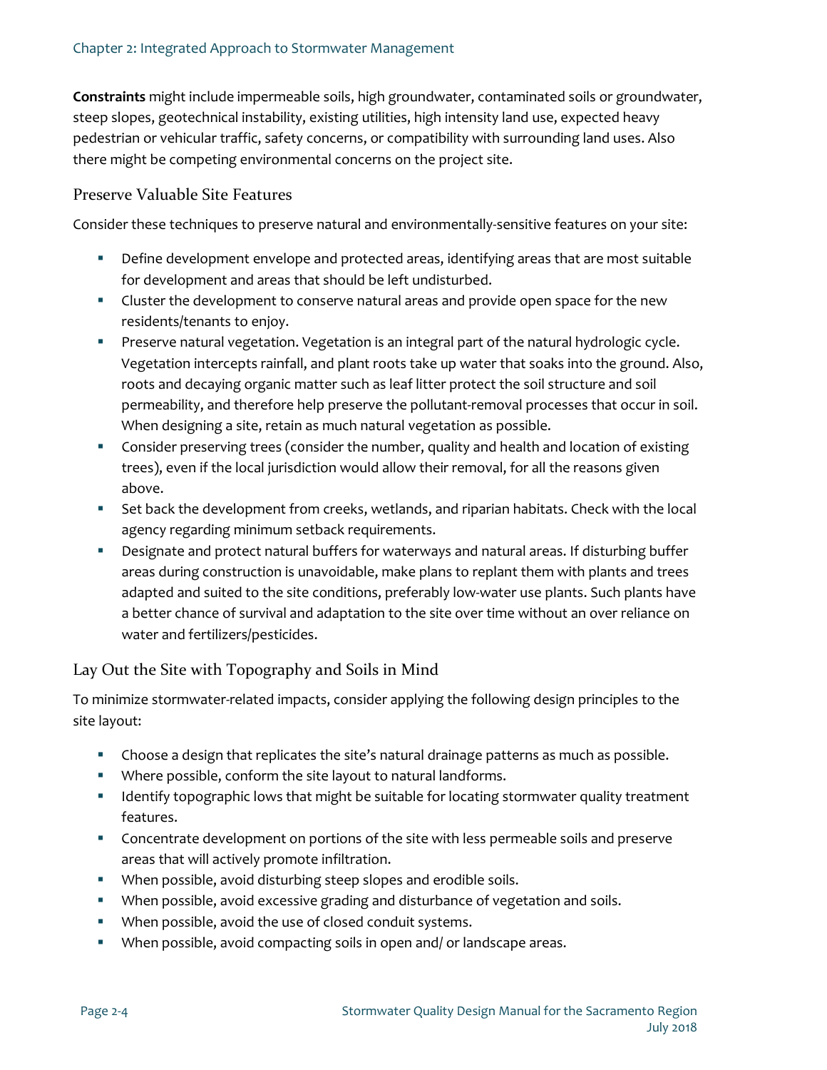**Constraints** might include impermeable soils, high groundwater, contaminated soils or groundwater, steep slopes, geotechnical instability, existing utilities, high intensity land use, expected heavy pedestrian or vehicular traffic, safety concerns, or compatibility with surrounding land uses. Also there might be competing environmental concerns on the project site.

### Preserve Valuable Site Features

Consider these techniques to preserve natural and environmentally-sensitive features on your site:

- Define development envelope and protected areas, identifying areas that are most suitable for development and areas that should be left undisturbed.
- Cluster the development to conserve natural areas and provide open space for the new residents/tenants to enjoy.
- Preserve natural vegetation. Vegetation is an integral part of the natural hydrologic cycle. Vegetation intercepts rainfall, and plant roots take up water that soaks into the ground. Also, roots and decaying organic matter such as leaf litter protect the soil structure and soil permeability, and therefore help preserve the pollutant-removal processes that occur in soil. When designing a site, retain as much natural vegetation as possible.
- Consider preserving trees (consider the number, quality and health and location of existing trees), even if the local jurisdiction would allow their removal, for all the reasons given above.
- Set back the development from creeks, wetlands, and riparian habitats. Check with the local agency regarding minimum setback requirements.
- Designate and protect natural buffers for waterways and natural areas. If disturbing buffer areas during construction is unavoidable, make plans to replant them with plants and trees adapted and suited to the site conditions, preferably low-water use plants. Such plants have a better chance of survival and adaptation to the site over time without an over reliance on water and fertilizers/pesticides.

### Lay Out the Site with Topography and Soils in Mind

To minimize stormwater-related impacts, consider applying the following design principles to the site layout:

- Choose a design that replicates the site's natural drainage patterns as much as possible.
- Where possible, conform the site layout to natural landforms.
- Identify topographic lows that might be suitable for locating stormwater quality treatment features.
- Concentrate development on portions of the site with less permeable soils and preserve areas that will actively promote infiltration.
- When possible, avoid disturbing steep slopes and erodible soils.
- When possible, avoid excessive grading and disturbance of vegetation and soils.
- When possible, avoid the use of closed conduit systems.
- When possible, avoid compacting soils in open and/ or landscape areas.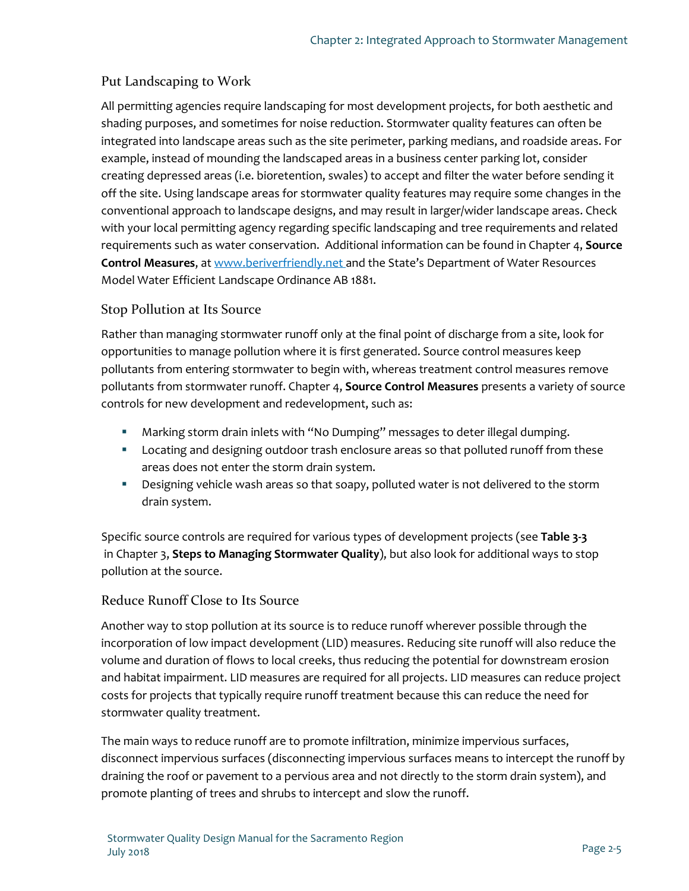## Put Landscaping to Work

All permitting agencies require landscaping for most development projects, for both aesthetic and shading purposes, and sometimes for noise reduction. Stormwater quality features can often be integrated into landscape areas such as the site perimeter, parking medians, and roadside areas. For example, instead of mounding the landscaped areas in a business center parking lot, consider creating depressed areas (i.e. bioretention, swales) to accept and filter the water before sending it off the site. Using landscape areas for stormwater quality features may require some changes in the conventional approach to landscape designs, and may result in larger/wider landscape areas. Check with your local permitting agency regarding specific landscaping and tree requirements and related requirements such as water conservation. Additional information can be found in Chapter 4, **Source Control Measures**, at [www.beriverfriendly.net](www.beriverfriendly.net) and the State's Department of Water Resources Model Water Efficient Landscape Ordinance AB 1881.

## Stop Pollution at Its Source

Rather than managing stormwater runoff only at the final point of discharge from a site, look for opportunities to manage pollution where it is first generated. Source control measures keep pollutants from entering stormwater to begin with, whereas treatment control measures remove pollutants from stormwater runoff. Chapter 4, **Source Control Measures** presents a variety of source controls for new development and redevelopment, such as:

- Marking storm drain inlets with "No Dumping" messages to deter illegal dumping.
- Locating and designing outdoor trash enclosure areas so that polluted runoff from these areas does not enter the storm drain system.
- Designing vehicle wash areas so that soapy, polluted water is not delivered to the storm drain system.

Specific source controls are required for various types of development projects (see **Table 3-3** in Chapter 3, **Steps to Managing Stormwater Quality**), but also look for additional ways to stop pollution at the source.

## Reduce Runoff Close to Its Source

Another way to stop pollution at its source is to reduce runoff wherever possible through the incorporation of low impact development (LID) measures. Reducing site runoff will also reduce the volume and duration of flows to local creeks, thus reducing the potential for downstream erosion and habitat impairment. LID measures are required for all projects. LID measures can reduce project costs for projects that typically require runoff treatment because this can reduce the need for stormwater quality treatment.

The main ways to reduce runoff are to promote infiltration, minimize impervious surfaces, disconnect impervious surfaces (disconnecting impervious surfaces means to intercept the runoff by draining the roof or pavement to a pervious area and not directly to the storm drain system), and promote planting of trees and shrubs to intercept and slow the runoff.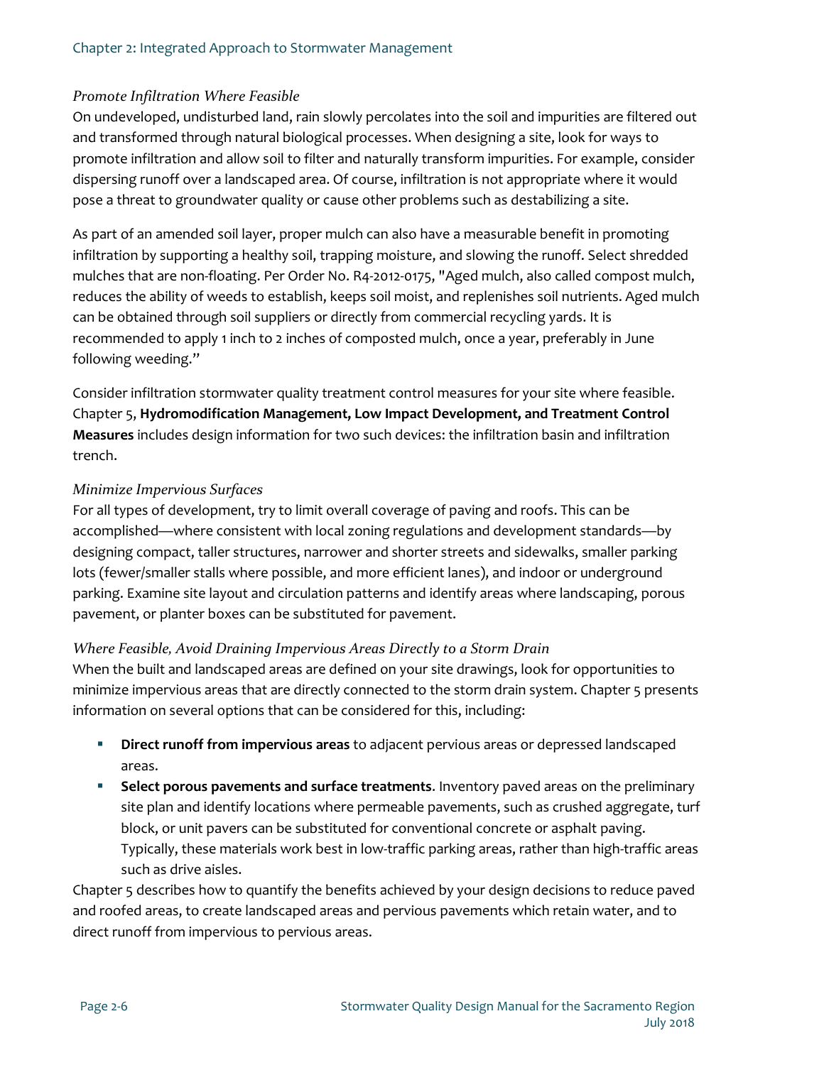*Promote Infiltration Where Feasible*

On undeveloped, undisturbed land, rain slowly percolates into the soil and impurities are filtered out and transformed through natural biological processes. When designing a site, look for ways to promote infiltration and allow soil to filter and naturally transform impurities. For example, consider dispersing runoff over a landscaped area. Of course, infiltration is not appropriate where it would pose a threat to groundwater quality or cause other problems such as destabilizing a site.

As part of an amended soil layer, proper mulch can also have a measurable benefit in promoting infiltration by supporting a healthy soil, trapping moisture, and slowing the runoff. Select shredded mulches that are non-floating. Per Order No. R4-2012-0175, "Aged mulch, also called compost mulch, reduces the ability of weeds to establish, keeps soil moist, and replenishes soil nutrients. Aged mulch can be obtained through soil suppliers or directly from commercial recycling yards. It is recommended to apply 1 inch to 2 inches of composted mulch, once a year, preferably in June following weeding."

Consider infiltration stormwater quality treatment control measures for your site where feasible. Chapter 5, **Hydromodification Management, Low Impact Development, and Treatment Control Measures** includes design information for two such devices: the infiltration basin and infiltration trench.

*Minimize Impervious Surfaces*

For all types of development, try to limit overall coverage of paving and roofs. This can be accomplished—where consistent with local zoning regulations and development standards—by designing compact, taller structures, narrower and shorter streets and sidewalks, smaller parking lots (fewer/smaller stalls where possible, and more efficient lanes), and indoor or underground parking. Examine site layout and circulation patterns and identify areas where landscaping, porous pavement, or planter boxes can be substituted for pavement.

*Where Feasible, Avoid Draining Impervious Areas Directly to a Storm Drain*

When the built and landscaped areas are defined on your site drawings, look for opportunities to minimize impervious areas that are directly connected to the storm drain system. Chapter 5 presents information on several options that can be considered for this, including:

- **Direct runoff from impervious areas** to adjacent pervious areas or depressed landscaped areas.
- **Select porous pavements and surface treatments**. Inventory paved areas on the preliminary site plan and identify locations where permeable pavements, such as crushed aggregate, turf block, or unit pavers can be substituted for conventional concrete or asphalt paving. Typically, these materials work best in low-traffic parking areas, rather than high-traffic areas such as drive aisles.

Chapter 5 describes how to quantify the benefits achieved by your design decisions to reduce paved and roofed areas, to create landscaped areas and pervious pavements which retain water, and to direct runoff from impervious to pervious areas.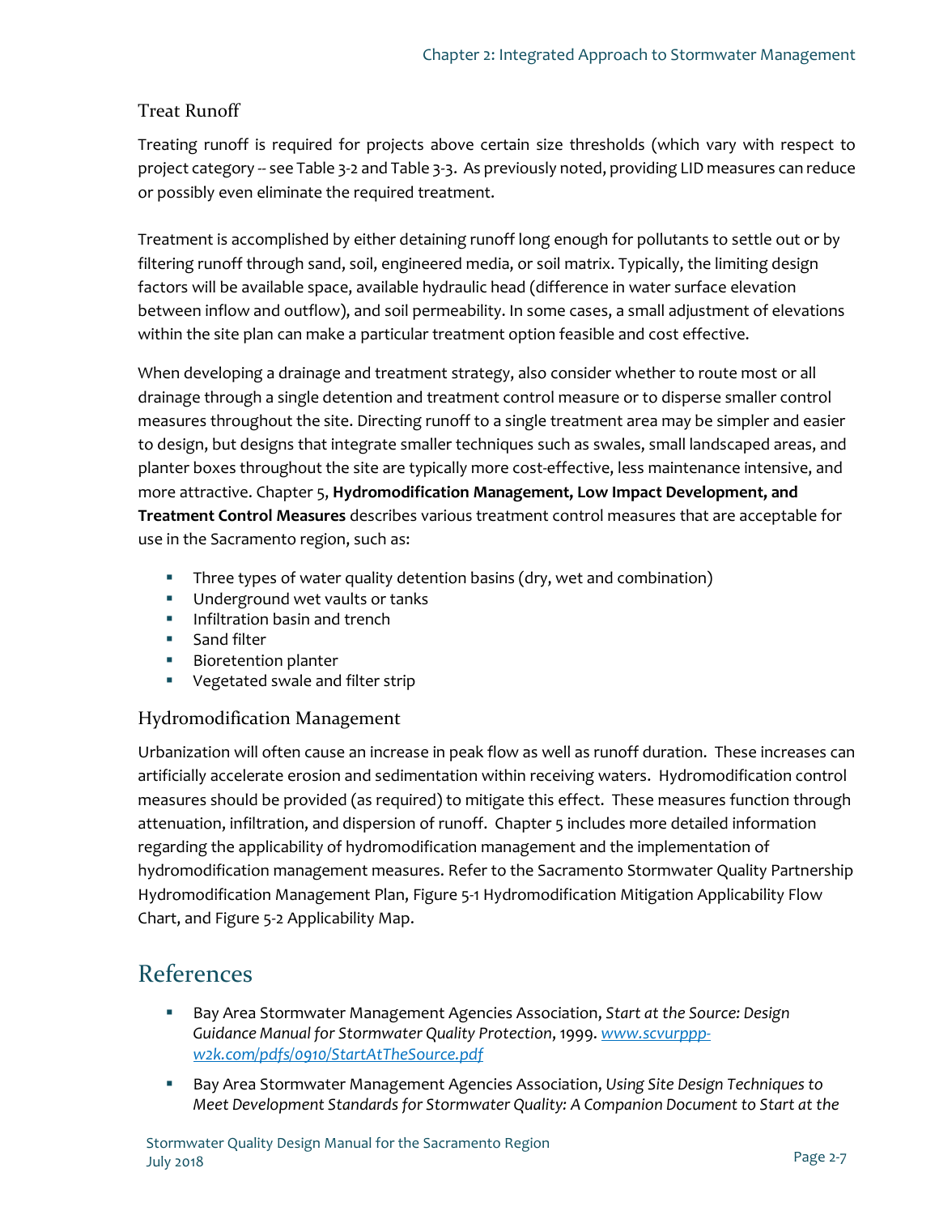### Treat Runoff

Treating runoff is required for projects above certain size thresholds (which vary with respect to project category -- see Table 3-2 and Table 3-3. As previously noted, providing LID measures can reduce or possibly even eliminate the required treatment.

Treatment is accomplished by either detaining runoff long enough for pollutants to settle out or by filtering runoff through sand, soil, engineered media, or soil matrix. Typically, the limiting design factors will be available space, available hydraulic head (difference in water surface elevation between inflow and outflow), and soil permeability. In some cases, a small adjustment of elevations within the site plan can make a particular treatment option feasible and cost effective.

When developing a drainage and treatment strategy, also consider whether to route most or all drainage through a single detention and treatment control measure or to disperse smaller control measures throughout the site. Directing runoff to a single treatment area may be simpler and easier to design, but designs that integrate smaller techniques such as swales, small landscaped areas, and planter boxes throughout the site are typically more cost-effective, less maintenance intensive, and more attractive. Chapter 5, **Hydromodification Management, Low Impact Development, and Treatment Control Measures** describes various treatment control measures that are acceptable for use in the Sacramento region, such as:

- Three types of water quality detention basins (dry, wet and combination)
- Underground wet vaults or tanks
- Infiltration basin and trench
- Sand filter
- Bioretention planter
- Vegetated swale and filter strip

### Hydromodification Management

Urbanization will often cause an increase in peak flow as well as runoff duration. These increases can artificially accelerate erosion and sedimentation within receiving waters. Hydromodification control measures should be provided (as required) to mitigate this effect. These measures function through attenuation, infiltration, and dispersion of runoff. Chapter 5 includes more detailed information regarding the applicability of hydromodification management and the implementation of hydromodification management measures. Refer to the Sacramento Stormwater Quality Partnership Hydromodification Management Plan, Figure 5-1 Hydromodification Mitigation Applicability Flow Chart, and Figure 5-2 Applicability Map.

## References

- Bay Area Stormwater Management Agencies Association, *Start at the Source: Design Guidance Manual for Stormwater Quality Protection*, 1999. [www.scvurppp-w2k.com/pdfs/0910/StartAtTheSource.pdf](www.scvurppp-w2k.com/pdfs/0910/StartAtTheSource.pdf)
- Bay Area Stormwater Management Agencies Association, *Using Site Design Techniques to Meet Development Standards for Stormwater Quality: A Companion Document to Start at the*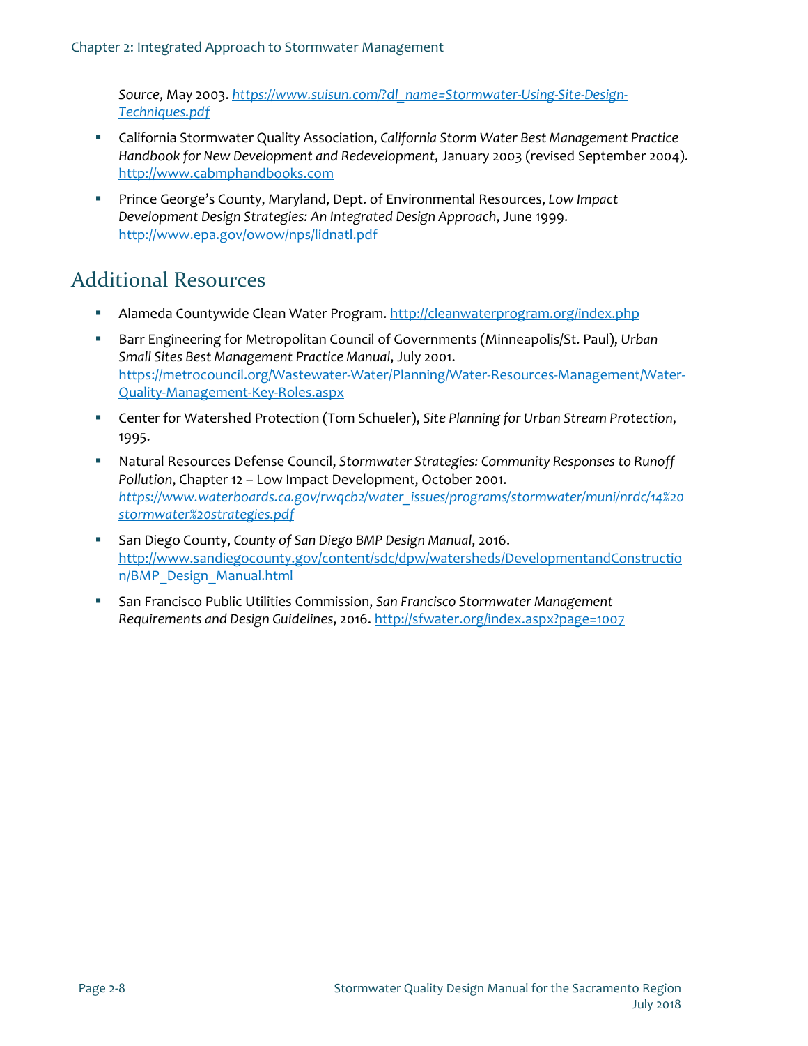*Source*, May 2003. *https://www.suisun.com/?dl_name=Stormwater-Using-Site-Design-Techniques.pdf*

- California Stormwater Quality Association, *California Storm Water Best Management Practice Handbook for New Development and Redevelopment*, January 2003 (revised September 2004). http://www.cabmphandbooks.com
- Prince George's County, Maryland, Dept. of Environmental Resources, *Low Impact Development Design Strategies: An Integrated Design Approach*, June 1999. http://www.epa.gov/owow/nps/lidnatl.pdf

## Additional Resources

- Alameda Countywide Clean Water Program. http://cleanwaterprogram.org/index.php
- Barr Engineering for Metropolitan Council of Governments (Minneapolis/St. Paul), *Urban Small Sites Best Management Practice Manual*, July 2001. https://metrocouncil.org/Wastewater-Water/Planning/Water-Resources-Management/Water-Quality-Management-Key-Roles.aspx
- Center for Watershed Protection (Tom Schueler), *Site Planning for Urban Stream Protection*, 1995.
- Natural Resources Defense Council, *Stormwater Strategies: Community Responses to Runoff Pollution*, Chapter 12 – Low Impact Development, October 2001. *https://www.waterboards.ca.gov/rwqcb2/water_issues/programs/stormwater/muni/nrdc/14%20stormwater%20strategies.pdf*
- San Diego County, *County of San Diego BMP Design Manual*, 2016. http://www.sandiegocounty.gov/content/sdc/dpw/watersheds/DevelopmentandConstruction/BMP_Design_Manual.html
- San Francisco Public Utilities Commission, *San Francisco Stormwater Management Requirements and Design Guidelines*, 2016. http://sfwater.org/index.aspx?page=1007